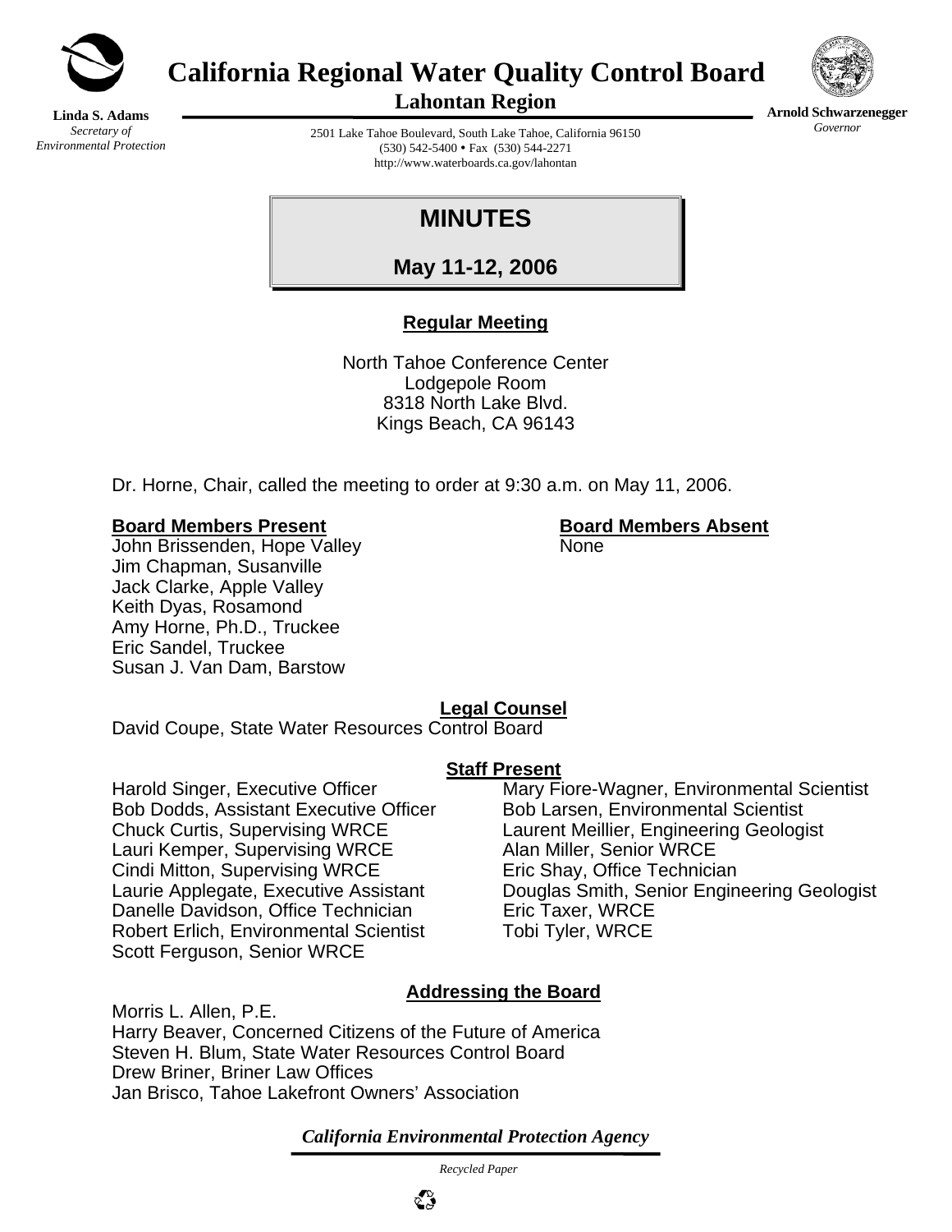# California Regional Water Quality Control Board

## Lahontan Region

**Linda S. Adams**
*Secretary of Environmental Protection*

**Arnold Schwarzenegger**
*Governor*

2501 Lake Tahoe Boulevard, South Lake Tahoe, California 96150
(530) 542-5400 • Fax (530) 544-2271
http://www.waterboards.ca.gov/lahontan

# MINUTES

## May 11-12, 2006

**Regular Meeting**

North Tahoe Conference Center
Lodgepole Room
8318 North Lake Blvd.
Kings Beach, CA 96143

Dr. Horne, Chair, called the meeting to order at 9:30 a.m. on May 11, 2006.

**Board Members Present**

John Brissenden, Hope Valley
Jim Chapman, Susanville
Jack Clarke, Apple Valley
Keith Dyas, Rosamond
Amy Horne, Ph.D., Truckee
Eric Sandel, Truckee
Susan J. Van Dam, Barstow

**Board Members Absent**

None

**Legal Counsel**

David Coupe, State Water Resources Control Board

**Staff Present**

Harold Singer, Executive Officer
Bob Dodds, Assistant Executive Officer
Chuck Curtis, Supervising WRCE
Lauri Kemper, Supervising WRCE
Cindi Mitton, Supervising WRCE
Laurie Applegate, Executive Assistant
Danelle Davidson, Office Technician
Robert Erlich, Environmental Scientist
Scott Ferguson, Senior WRCE
Mary Fiore-Wagner, Environmental Scientist
Bob Larsen, Environmental Scientist
Laurent Meillier, Engineering Geologist
Alan Miller, Senior WRCE
Eric Shay, Office Technician
Douglas Smith, Senior Engineering Geologist
Eric Taxer, WRCE
Tobi Tyler, WRCE

**Addressing the Board**

Morris L. Allen, P.E.
Harry Beaver, Concerned Citizens of the Future of America
Steven H. Blum, State Water Resources Control Board
Drew Briner, Briner Law Offices
Jan Brisco, Tahoe Lakefront Owners' Association

*California Environmental Protection Agency*

*Recycled Paper*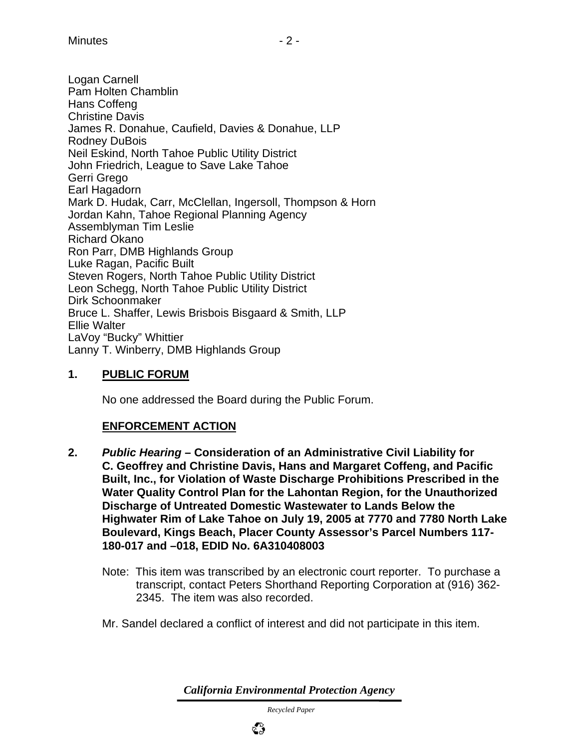Logan Carnell
Pam Holten Chamblin
Hans Coffeng
Christine Davis
James R. Donahue, Caufield, Davies & Donahue, LLP
Rodney DuBois
Neil Eskind, North Tahoe Public Utility District
John Friedrich, League to Save Lake Tahoe
Gerri Grego
Earl Hagadorn
Mark D. Hudak, Carr, McClellan, Ingersoll, Thompson & Horn
Jordan Kahn, Tahoe Regional Planning Agency
Assemblyman Tim Leslie
Richard Okano
Ron Parr, DMB Highlands Group
Luke Ragan, Pacific Built
Steven Rogers, North Tahoe Public Utility District
Leon Schegg, North Tahoe Public Utility District
Dirk Schoonmaker
Bruce L. Shaffer, Lewis Brisbois Bisgaard & Smith, LLP
Ellie Walter
LaVoy "Bucky" Whittier
Lanny T. Winberry, DMB Highlands Group

**1. PUBLIC FORUM**

No one addressed the Board during the Public Forum.

**ENFORCEMENT ACTION**

**2. *Public Hearing* – Consideration of an Administrative Civil Liability for C. Geoffrey and Christine Davis, Hans and Margaret Coffeng, and Pacific Built, Inc., for Violation of Waste Discharge Prohibitions Prescribed in the Water Quality Control Plan for the Lahontan Region, for the Unauthorized Discharge of Untreated Domestic Wastewater to Lands Below the Highwater Rim of Lake Tahoe on July 19, 2005 at 7770 and 7780 North Lake Boulevard, Kings Beach, Placer County Assessor's Parcel Numbers 117-180-017 and –018, EDID No. 6A310408003**

Note: This item was transcribed by an electronic court reporter. To purchase a transcript, contact Peters Shorthand Reporting Corporation at (916) 362-2345. The item was also recorded.

Mr. Sandel declared a conflict of interest and did not participate in this item.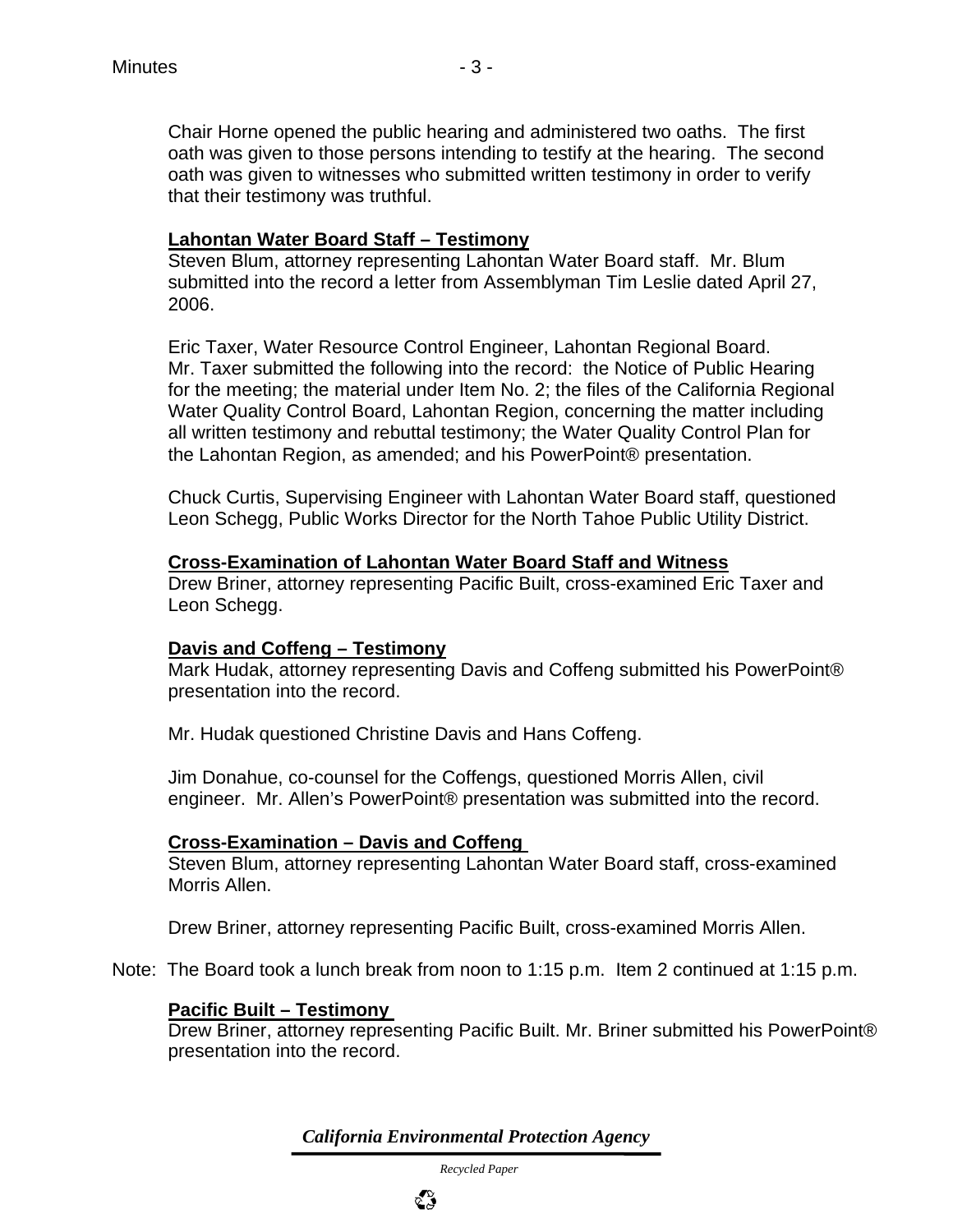Chair Horne opened the public hearing and administered two oaths. The first oath was given to those persons intending to testify at the hearing. The second oath was given to witnesses who submitted written testimony in order to verify that their testimony was truthful.

**Lahontan Water Board Staff – Testimony**

Steven Blum, attorney representing Lahontan Water Board staff. Mr. Blum submitted into the record a letter from Assemblyman Tim Leslie dated April 27, 2006.

Eric Taxer, Water Resource Control Engineer, Lahontan Regional Board. Mr. Taxer submitted the following into the record: the Notice of Public Hearing for the meeting; the material under Item No. 2; the files of the California Regional Water Quality Control Board, Lahontan Region, concerning the matter including all written testimony and rebuttal testimony; the Water Quality Control Plan for the Lahontan Region, as amended; and his PowerPoint® presentation.

Chuck Curtis, Supervising Engineer with Lahontan Water Board staff, questioned Leon Schegg, Public Works Director for the North Tahoe Public Utility District.

**Cross-Examination of Lahontan Water Board Staff and Witness**

Drew Briner, attorney representing Pacific Built, cross-examined Eric Taxer and Leon Schegg.

**Davis and Coffeng – Testimony**

Mark Hudak, attorney representing Davis and Coffeng submitted his PowerPoint® presentation into the record.

Mr. Hudak questioned Christine Davis and Hans Coffeng.

Jim Donahue, co-counsel for the Coffengs, questioned Morris Allen, civil engineer. Mr. Allen's PowerPoint® presentation was submitted into the record.

**Cross-Examination – Davis and Coffeng**

Steven Blum, attorney representing Lahontan Water Board staff, cross-examined Morris Allen.

Drew Briner, attorney representing Pacific Built, cross-examined Morris Allen.

Note: The Board took a lunch break from noon to 1:15 p.m. Item 2 continued at 1:15 p.m.

**Pacific Built – Testimony**

Drew Briner, attorney representing Pacific Built. Mr. Briner submitted his PowerPoint® presentation into the record.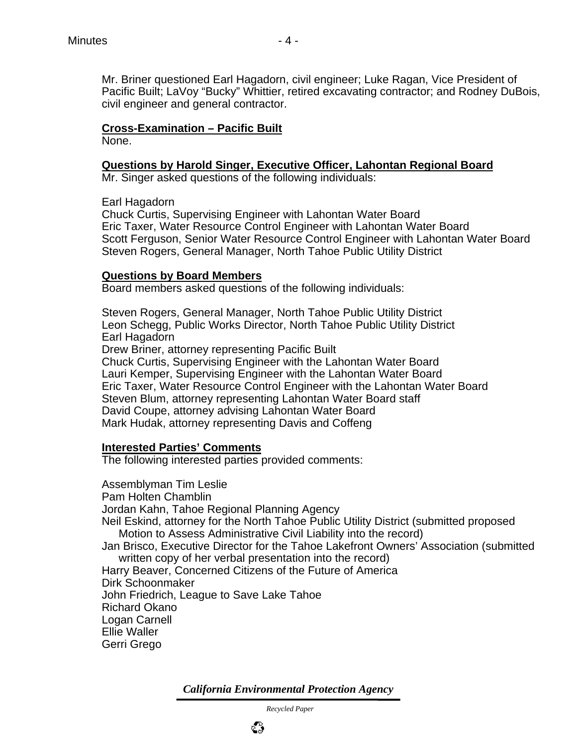Mr. Briner questioned Earl Hagadorn, civil engineer; Luke Ragan, Vice President of Pacific Built; LaVoy "Bucky" Whittier, retired excavating contractor; and Rodney DuBois, civil engineer and general contractor.

**Cross-Examination – Pacific Built**

None.

**Questions by Harold Singer, Executive Officer, Lahontan Regional Board**

Mr. Singer asked questions of the following individuals:

Earl Hagadorn
Chuck Curtis, Supervising Engineer with Lahontan Water Board
Eric Taxer, Water Resource Control Engineer with Lahontan Water Board
Scott Ferguson, Senior Water Resource Control Engineer with Lahontan Water Board
Steven Rogers, General Manager, North Tahoe Public Utility District

**Questions by Board Members**

Board members asked questions of the following individuals:

Steven Rogers, General Manager, North Tahoe Public Utility District
Leon Schegg, Public Works Director, North Tahoe Public Utility District
Earl Hagadorn
Drew Briner, attorney representing Pacific Built
Chuck Curtis, Supervising Engineer with the Lahontan Water Board
Lauri Kemper, Supervising Engineer with the Lahontan Water Board
Eric Taxer, Water Resource Control Engineer with the Lahontan Water Board
Steven Blum, attorney representing Lahontan Water Board staff
David Coupe, attorney advising Lahontan Water Board
Mark Hudak, attorney representing Davis and Coffeng

**Interested Parties' Comments**

The following interested parties provided comments:

Assemblyman Tim Leslie
Pam Holten Chamblin
Jordan Kahn, Tahoe Regional Planning Agency
Neil Eskind, attorney for the North Tahoe Public Utility District (submitted proposed Motion to Assess Administrative Civil Liability into the record)
Jan Brisco, Executive Director for the Tahoe Lakefront Owners' Association (submitted written copy of her verbal presentation into the record)
Harry Beaver, Concerned Citizens of the Future of America
Dirk Schoonmaker
John Friedrich, League to Save Lake Tahoe
Richard Okano
Logan Carnell
Ellie Waller
Gerri Grego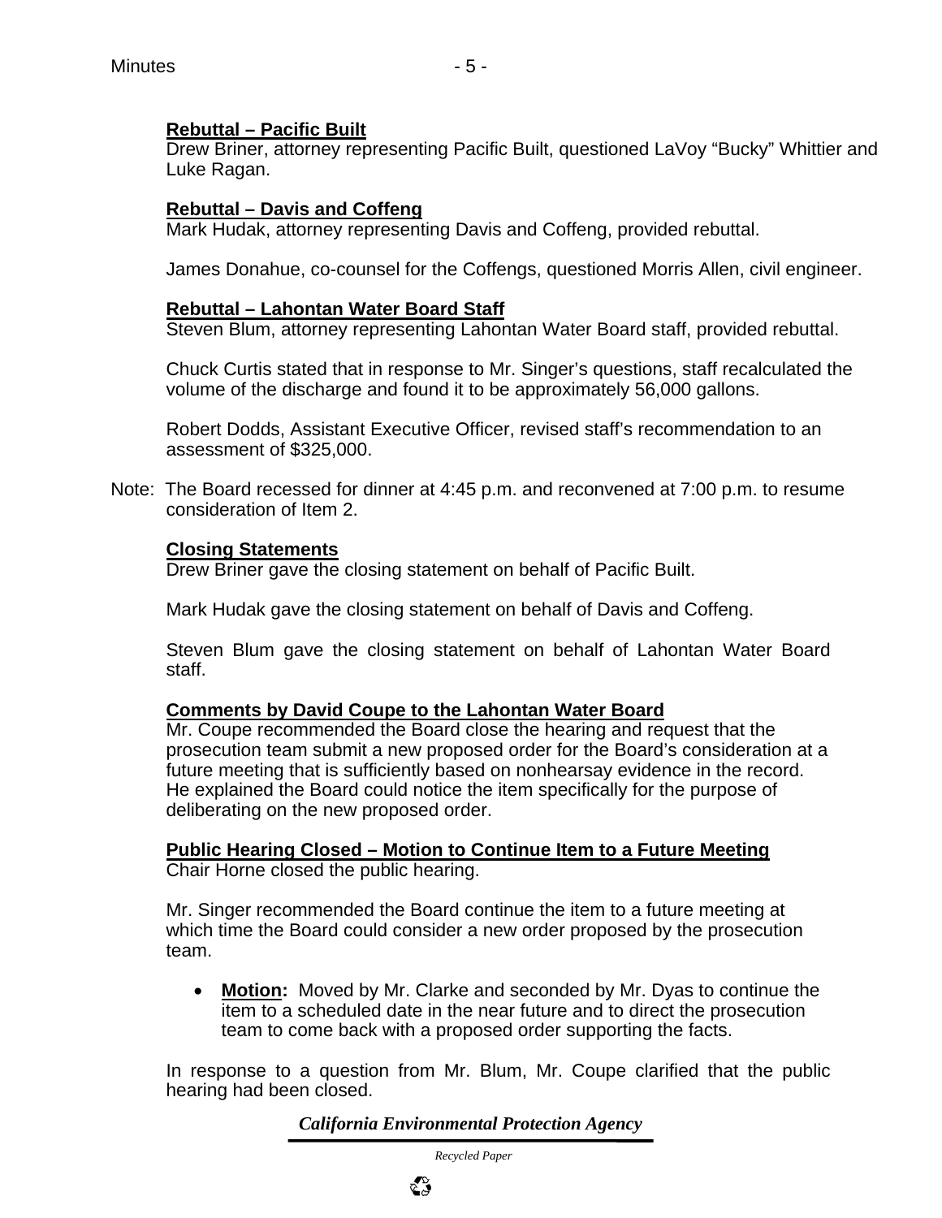**Rebuttal – Pacific Built**
Drew Briner, attorney representing Pacific Built, questioned LaVoy “Bucky” Whittier and Luke Ragan.

**Rebuttal – Davis and Coffeng**
Mark Hudak, attorney representing Davis and Coffeng, provided rebuttal.

James Donahue, co-counsel for the Coffengs, questioned Morris Allen, civil engineer.

**Rebuttal – Lahontan Water Board Staff**
Steven Blum, attorney representing Lahontan Water Board staff, provided rebuttal.

Chuck Curtis stated that in response to Mr. Singer’s questions, staff recalculated the volume of the discharge and found it to be approximately 56,000 gallons.

Robert Dodds, Assistant Executive Officer, revised staff’s recommendation to an assessment of $325,000.

Note: The Board recessed for dinner at 4:45 p.m. and reconvened at 7:00 p.m. to resume consideration of Item 2.

**Closing Statements**
Drew Briner gave the closing statement on behalf of Pacific Built.

Mark Hudak gave the closing statement on behalf of Davis and Coffeng.

Steven Blum gave the closing statement on behalf of Lahontan Water Board staff.

**Comments by David Coupe to the Lahontan Water Board**
Mr. Coupe recommended the Board close the hearing and request that the prosecution team submit a new proposed order for the Board’s consideration at a future meeting that is sufficiently based on nonhearsay evidence in the record. He explained the Board could notice the item specifically for the purpose of deliberating on the new proposed order.

**Public Hearing Closed – Motion to Continue Item to a Future Meeting**
Chair Horne closed the public hearing.

Mr. Singer recommended the Board continue the item to a future meeting at which time the Board could consider a new order proposed by the prosecution team.

- **Motion:** Moved by Mr. Clarke and seconded by Mr. Dyas to continue the item to a scheduled date in the near future and to direct the prosecution team to come back with a proposed order supporting the facts.

In response to a question from Mr. Blum, Mr. Coupe clarified that the public hearing had been closed.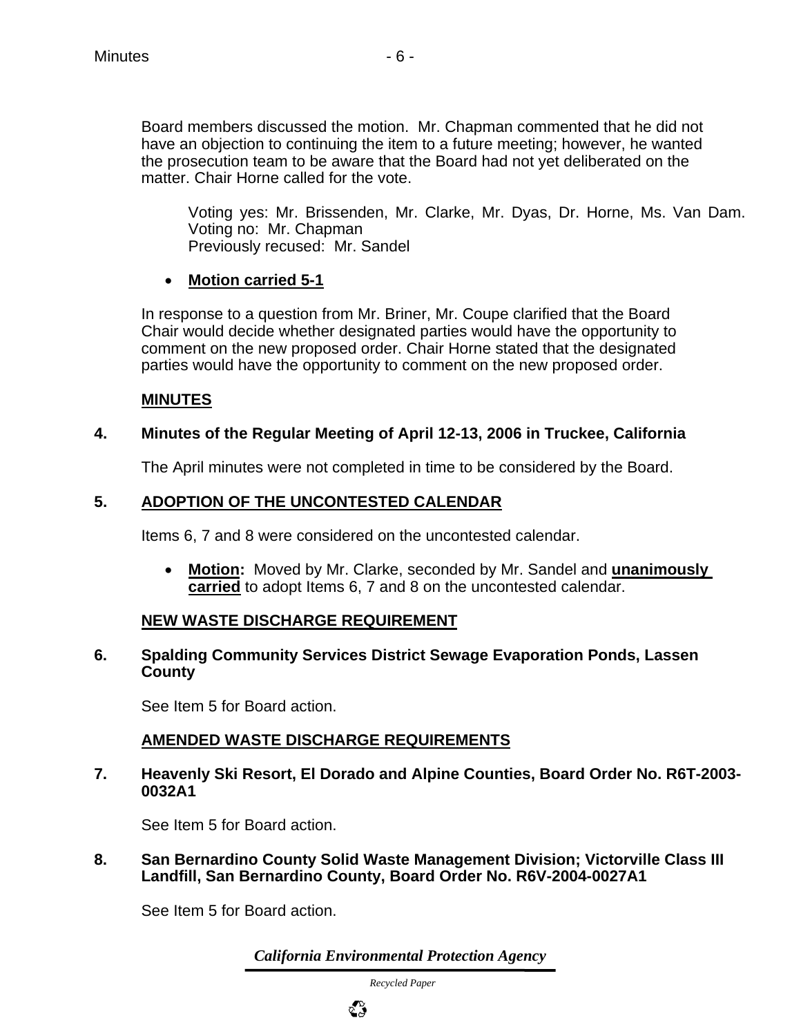Board members discussed the motion. Mr. Chapman commented that he did not have an objection to continuing the item to a future meeting; however, he wanted the prosecution team to be aware that the Board had not yet deliberated on the matter. Chair Horne called for the vote.

> Voting yes: Mr. Brissenden, Mr. Clarke, Mr. Dyas, Dr. Horne, Ms. Van Dam.
> Voting no: Mr. Chapman
> Previously recused: Mr. Sandel

- **Motion carried 5-1**

In response to a question from Mr. Briner, Mr. Coupe clarified that the Board Chair would decide whether designated parties would have the opportunity to comment on the new proposed order. Chair Horne stated that the designated parties would have the opportunity to comment on the new proposed order.

## MINUTES

### 4. Minutes of the Regular Meeting of April 12-13, 2006 in Truckee, California

The April minutes were not completed in time to be considered by the Board.

### 5. ADOPTION OF THE UNCONTESTED CALENDAR

Items 6, 7 and 8 were considered on the uncontested calendar.

- **Motion:** Moved by Mr. Clarke, seconded by Mr. Sandel and **unanimously carried** to adopt Items 6, 7 and 8 on the uncontested calendar.

## NEW WASTE DISCHARGE REQUIREMENT

### 6. Spalding Community Services District Sewage Evaporation Ponds, Lassen County

See Item 5 for Board action.

## AMENDED WASTE DISCHARGE REQUIREMENTS

### 7. Heavenly Ski Resort, El Dorado and Alpine Counties, Board Order No. R6T-2003-0032A1

See Item 5 for Board action.

### 8. San Bernardino County Solid Waste Management Division; Victorville Class III Landfill, San Bernardino County, Board Order No. R6V-2004-0027A1

See Item 5 for Board action.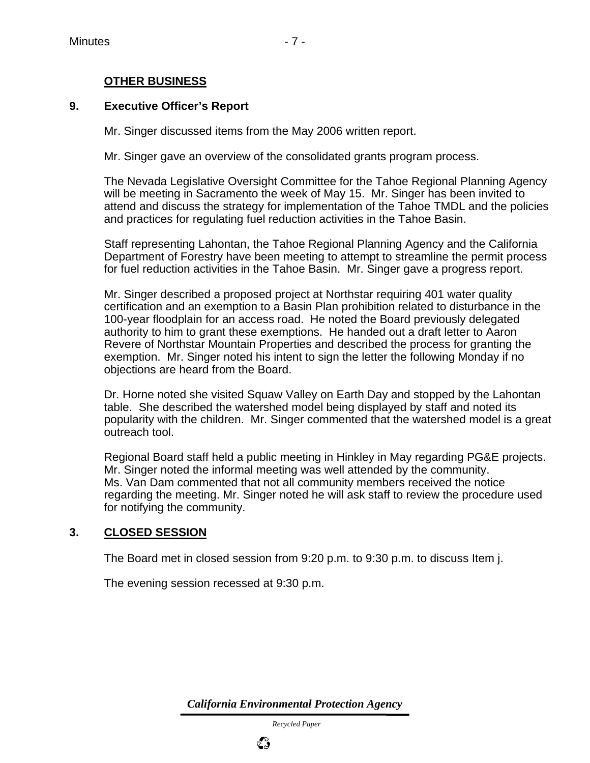## OTHER BUSINESS

### 9. Executive Officer's Report

Mr. Singer discussed items from the May 2006 written report.

Mr. Singer gave an overview of the consolidated grants program process.

The Nevada Legislative Oversight Committee for the Tahoe Regional Planning Agency will be meeting in Sacramento the week of May 15. Mr. Singer has been invited to attend and discuss the strategy for implementation of the Tahoe TMDL and the policies and practices for regulating fuel reduction activities in the Tahoe Basin.

Staff representing Lahontan, the Tahoe Regional Planning Agency and the California Department of Forestry have been meeting to attempt to streamline the permit process for fuel reduction activities in the Tahoe Basin. Mr. Singer gave a progress report.

Mr. Singer described a proposed project at Northstar requiring 401 water quality certification and an exemption to a Basin Plan prohibition related to disturbance in the 100-year floodplain for an access road. He noted the Board previously delegated authority to him to grant these exemptions. He handed out a draft letter to Aaron Revere of Northstar Mountain Properties and described the process for granting the exemption. Mr. Singer noted his intent to sign the letter the following Monday if no objections are heard from the Board.

Dr. Horne noted she visited Squaw Valley on Earth Day and stopped by the Lahontan table. She described the watershed model being displayed by staff and noted its popularity with the children. Mr. Singer commented that the watershed model is a great outreach tool.

Regional Board staff held a public meeting in Hinkley in May regarding PG&E projects. Mr. Singer noted the informal meeting was well attended by the community. Ms. Van Dam commented that not all community members received the notice regarding the meeting. Mr. Singer noted he will ask staff to review the procedure used for notifying the community.

### 3. CLOSED SESSION

The Board met in closed session from 9:20 p.m. to 9:30 p.m. to discuss Item j.

The evening session recessed at 9:30 p.m.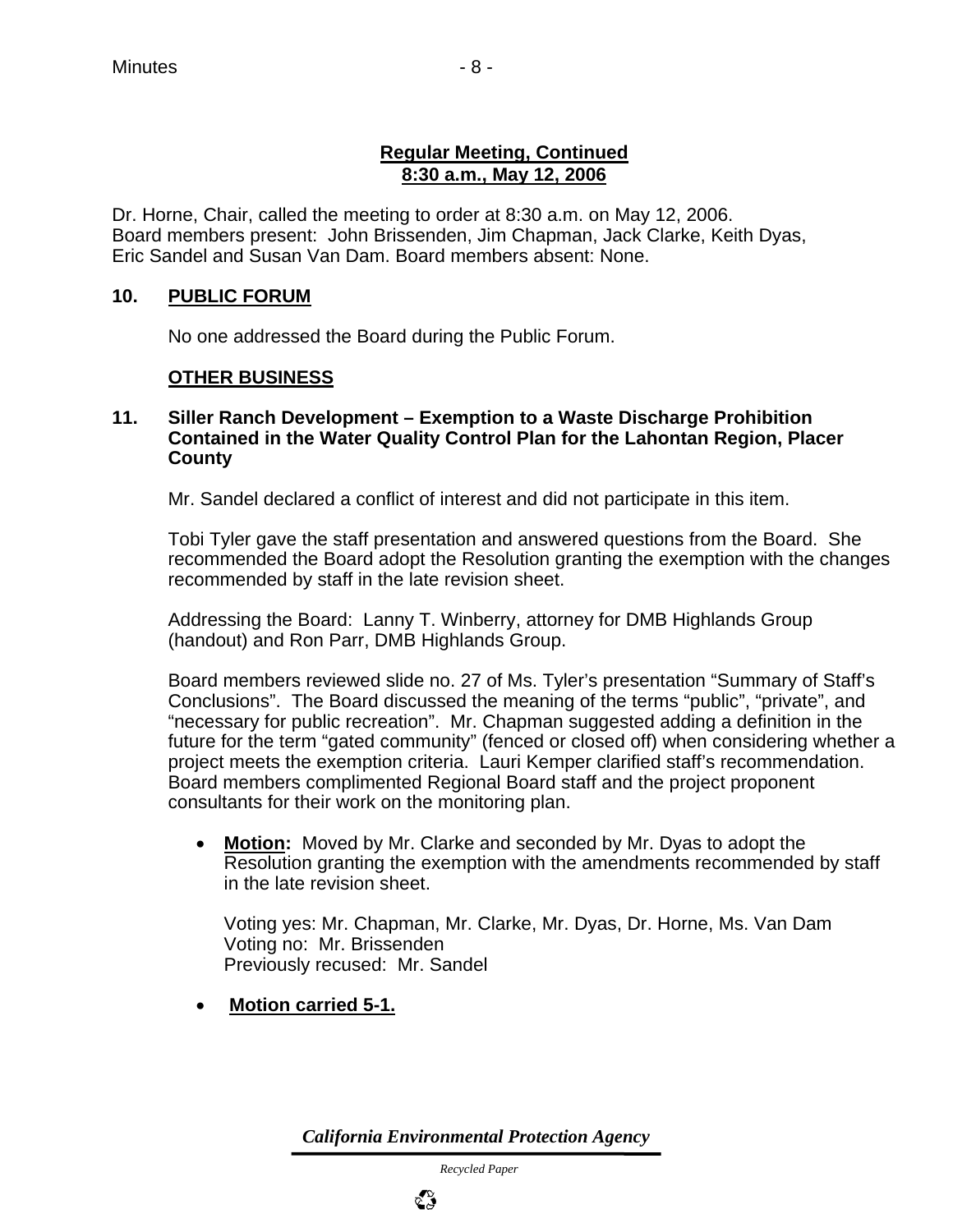**Regular Meeting, Continued**
**8:30 a.m., May 12, 2006**

Dr. Horne, Chair, called the meeting to order at 8:30 a.m. on May 12, 2006. Board members present: John Brissenden, Jim Chapman, Jack Clarke, Keith Dyas, Eric Sandel and Susan Van Dam. Board members absent: None.

## 10. PUBLIC FORUM

No one addressed the Board during the Public Forum.

## OTHER BUSINESS

### 11. Siller Ranch Development – Exemption to a Waste Discharge Prohibition Contained in the Water Quality Control Plan for the Lahontan Region, Placer County

Mr. Sandel declared a conflict of interest and did not participate in this item.

Tobi Tyler gave the staff presentation and answered questions from the Board. She recommended the Board adopt the Resolution granting the exemption with the changes recommended by staff in the late revision sheet.

Addressing the Board: Lanny T. Winberry, attorney for DMB Highlands Group (handout) and Ron Parr, DMB Highlands Group.

Board members reviewed slide no. 27 of Ms. Tyler's presentation "Summary of Staff's Conclusions". The Board discussed the meaning of the terms "public", "private", and "necessary for public recreation". Mr. Chapman suggested adding a definition in the future for the term "gated community" (fenced or closed off) when considering whether a project meets the exemption criteria. Lauri Kemper clarified staff's recommendation. Board members complimented Regional Board staff and the project proponent consultants for their work on the monitoring plan.

- **Motion:** Moved by Mr. Clarke and seconded by Mr. Dyas to adopt the Resolution granting the exemption with the amendments recommended by staff in the late revision sheet.

  Voting yes: Mr. Chapman, Mr. Clarke, Mr. Dyas, Dr. Horne, Ms. Van Dam
  Voting no: Mr. Brissenden
  Previously recused: Mr. Sandel

- **Motion carried 5-1.**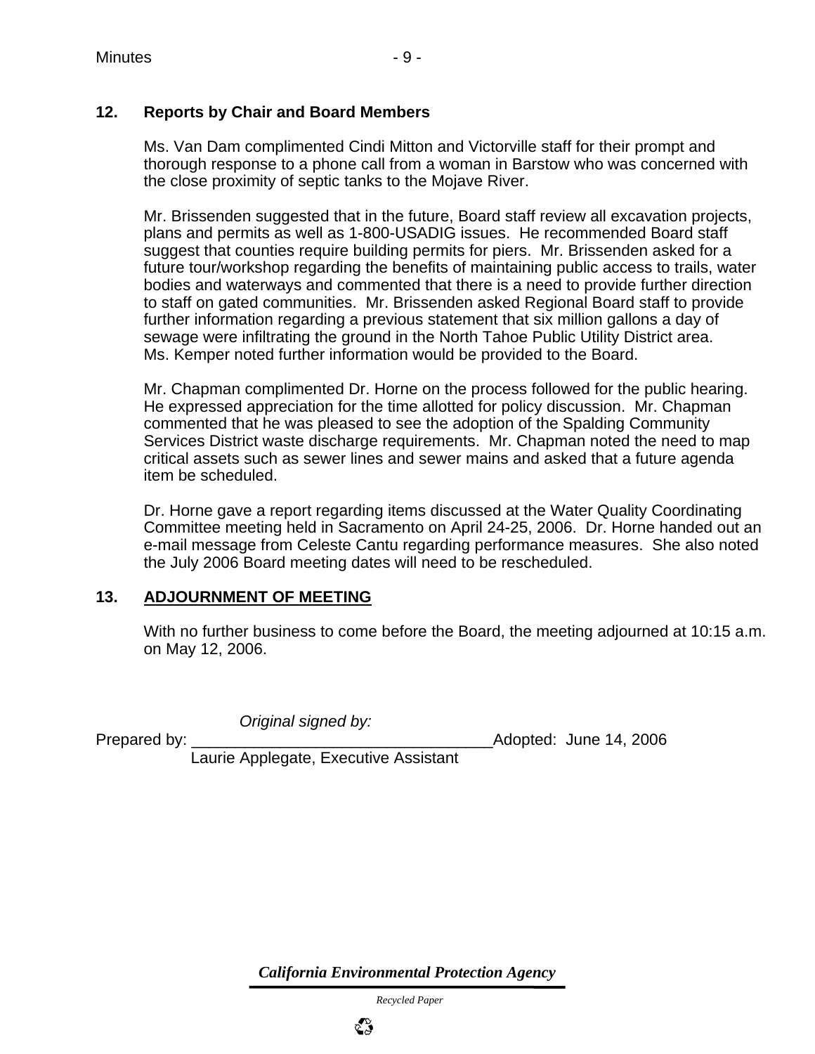## 12. Reports by Chair and Board Members

Ms. Van Dam complimented Cindi Mitton and Victorville staff for their prompt and thorough response to a phone call from a woman in Barstow who was concerned with the close proximity of septic tanks to the Mojave River.

Mr. Brissenden suggested that in the future, Board staff review all excavation projects, plans and permits as well as 1-800-USADIG issues. He recommended Board staff suggest that counties require building permits for piers. Mr. Brissenden asked for a future tour/workshop regarding the benefits of maintaining public access to trails, water bodies and waterways and commented that there is a need to provide further direction to staff on gated communities. Mr. Brissenden asked Regional Board staff to provide further information regarding a previous statement that six million gallons a day of sewage were infiltrating the ground in the North Tahoe Public Utility District area. Ms. Kemper noted further information would be provided to the Board.

Mr. Chapman complimented Dr. Horne on the process followed for the public hearing. He expressed appreciation for the time allotted for policy discussion. Mr. Chapman commented that he was pleased to see the adoption of the Spalding Community Services District waste discharge requirements. Mr. Chapman noted the need to map critical assets such as sewer lines and sewer mains and asked that a future agenda item be scheduled.

Dr. Horne gave a report regarding items discussed at the Water Quality Coordinating Committee meeting held in Sacramento on April 24-25, 2006. Dr. Horne handed out an e-mail message from Celeste Cantu regarding performance measures. She also noted the July 2006 Board meeting dates will need to be rescheduled.

## 13. ADJOURNMENT OF MEETING

With no further business to come before the Board, the meeting adjourned at 10:15 a.m. on May 12, 2006.

*Original signed by:*

Prepared by: ___________________________________ Adopted: June 14, 2006

Laurie Applegate, Executive Assistant

***California Environmental Protection Agency***

*Recycled Paper*